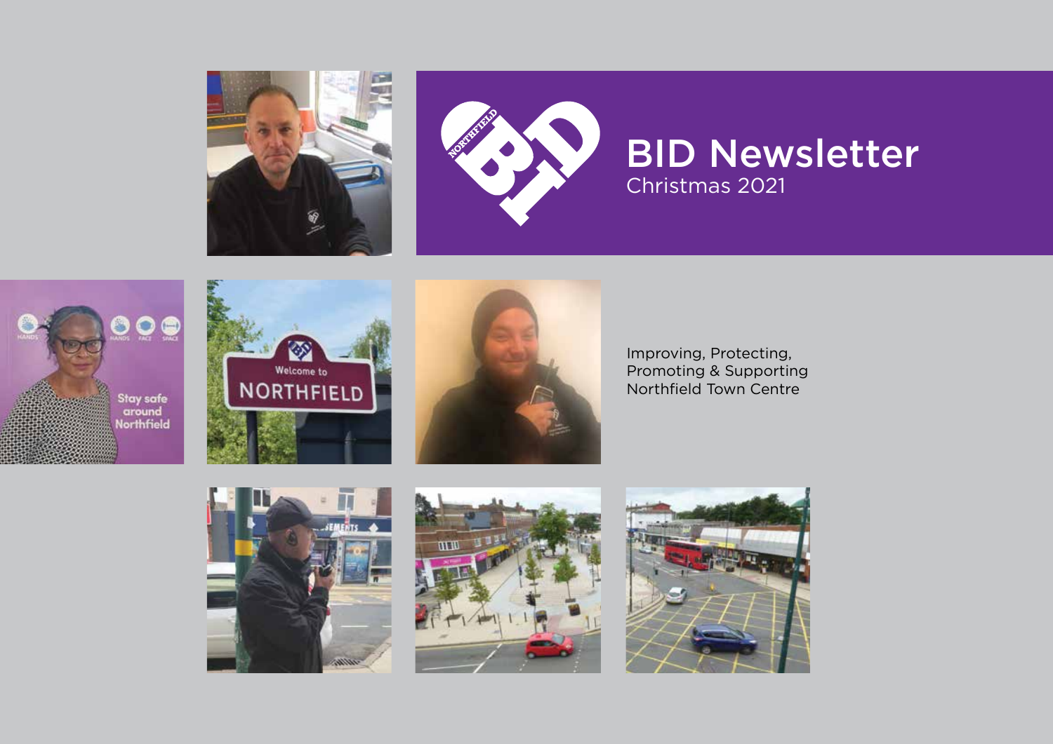# BID Newsletter

Christmas 2021

Improving, Protecting, Promoting & Supporting Northfield Town Centre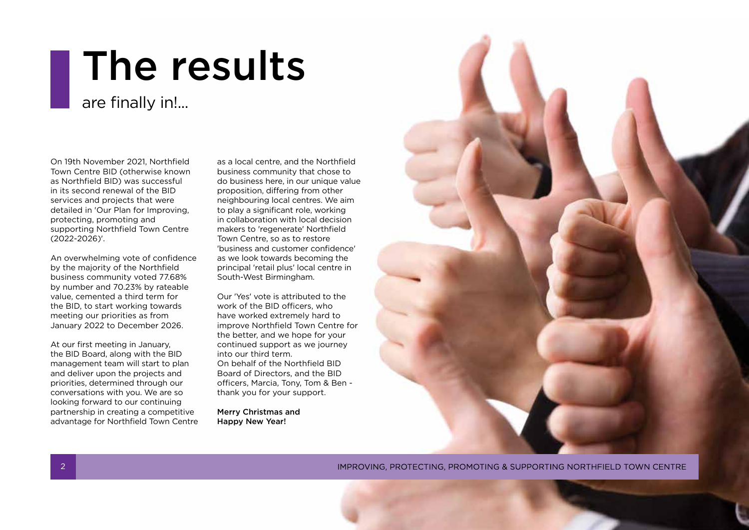# The results

## are finally in!...

On 19th November 2021, Northfield Town Centre BID (otherwise known as Northfield BID) was successful in its second renewal of the BID services and projects that were detailed in 'Our Plan for Improving, protecting, promoting and supporting Northfield Town Centre (2022-2026)'.

An overwhelming vote of confidence by the majority of the Northfield business community voted 77.68% by number and 70.23% by rateable value, cemented a third term for the BID, to start working towards meeting our priorities as from January 2022 to December 2026.

At our first meeting in January, the BID Board, along with the BID management team will start to plan and deliver upon the projects and priorities, determined through our conversations with you. We are so looking forward to our continuing partnership in creating a competitive advantage for Northfield Town Centre as a local centre, and the Northfield business community that chose to do business here, in our unique value proposition, differing from other neighbouring local centres. We aim to play a significant role, working in collaboration with local decision makers to 'regenerate' Northfield Town Centre, so as to restore 'business and customer confidence' as we look towards becoming the principal 'retail plus' local centre in South-West Birmingham.

Our 'Yes' vote is attributed to the work of the BID officers, who have worked extremely hard to improve Northfield Town Centre for the better, and we hope for your continued support as we journey into our third term.
On behalf of the Northfield BID Board of Directors, and the BID officers, Marcia, Tony, Tom & Ben - thank you for your support.

Merry Christmas and
Happy New Year!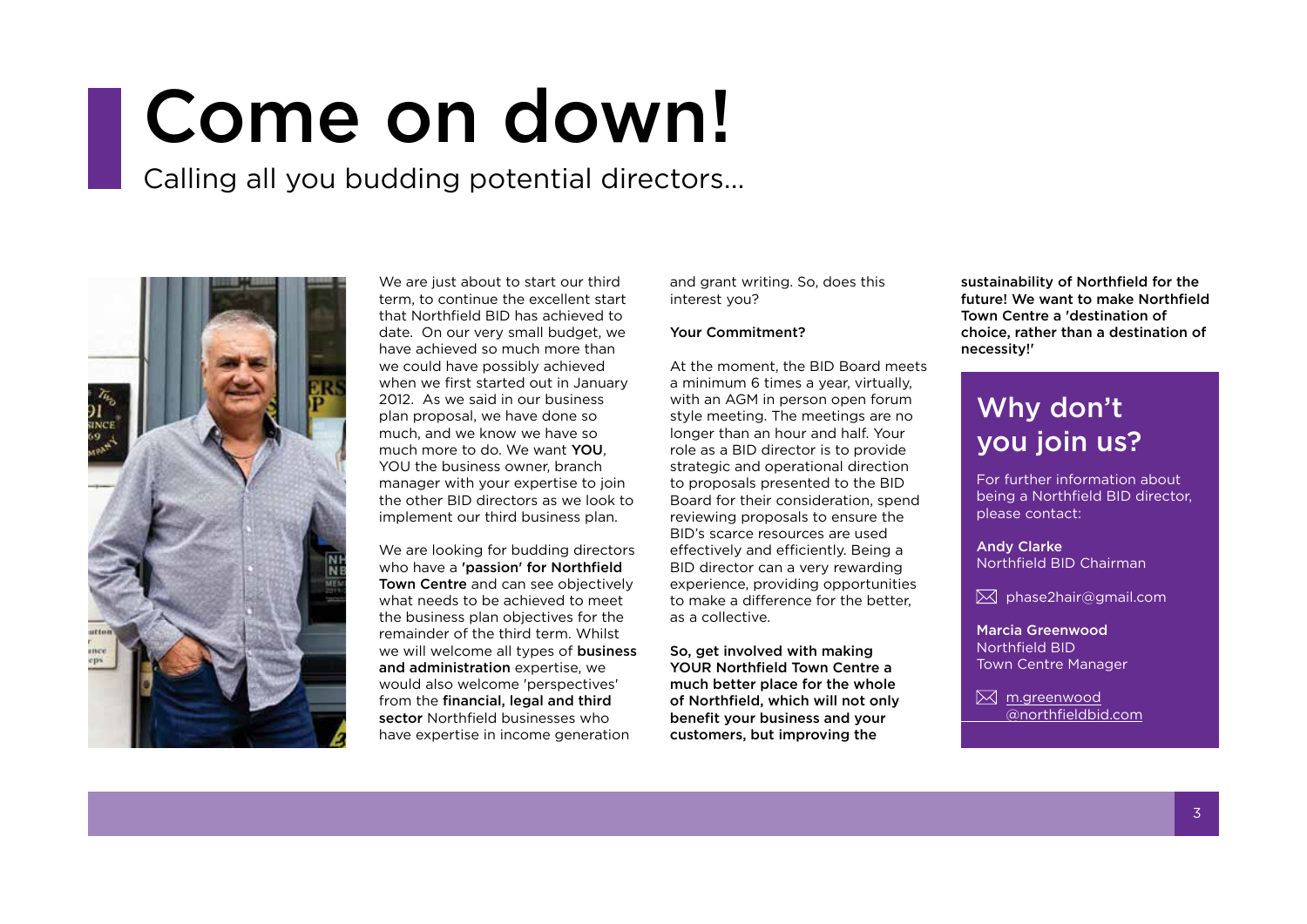# Come on down!

Calling all you budding potential directors...

We are just about to start our third term, to continue the excellent start that Northfield BID has achieved to date. On our very small budget, we have achieved so much more than we could have possibly achieved when we first started out in January 2012. As we said in our business plan proposal, we have done so much, and we know we have so much more to do. We want **YOU**, YOU the business owner, branch manager with your expertise to join the other BID directors as we look to implement our third business plan.

We are looking for budding directors who have a **'passion' for Northfield Town Centre** and can see objectively what needs to be achieved to meet the business plan objectives for the remainder of the third term. Whilst we will welcome all types of **business and administration** expertise, we would also welcome 'perspectives' from the **financial, legal and third sector** Northfield businesses who have expertise in income generation and grant writing. So, does this interest you?

**Your Commitment?**

At the moment, the BID Board meets a minimum 6 times a year, virtually, with an AGM in person open forum style meeting. The meetings are no longer than an hour and half. Your role as a BID director is to provide strategic and operational direction to proposals presented to the BID Board for their consideration, spend reviewing proposals to ensure the BID's scarce resources are used effectively and efficiently. Being a BID director can a very rewarding experience, providing opportunities to make a difference for the better, as a collective.

**So, get involved with making YOUR Northfield Town Centre a much better place for the whole of Northfield, which will not only benefit your business and your customers, but improving the sustainability of Northfield for the future! We want to make Northfield Town Centre a 'destination of choice, rather than a destination of necessity!'**

## Why don't you join us?

For further information about being a Northfield BID director, please contact:

**Andy Clarke**
Northfield BID Chairman

phase2hair@gmail.com

**Marcia Greenwood**
Northfield BID
Town Centre Manager

m.greenwood@northfieldbid.com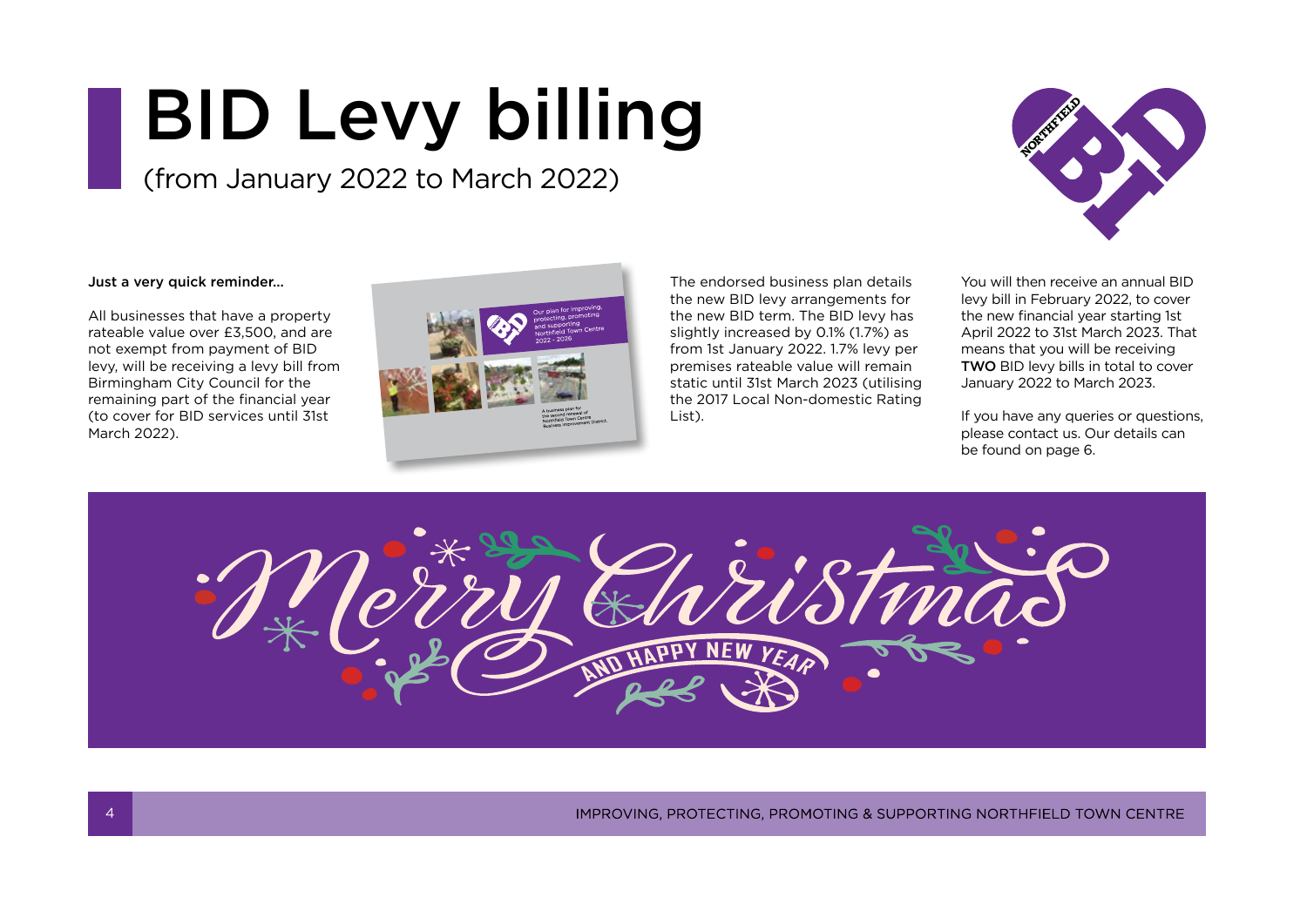# BID Levy billing

(from January 2022 to March 2022)

**Just a very quick reminder...**

All businesses that have a property rateable value over £3,500, and are not exempt from payment of BID levy, will be receiving a levy bill from Birmingham City Council for the remaining part of the financial year (to cover for BID services until 31st March 2022).

The endorsed business plan details the new BID levy arrangements for the new BID term. The BID levy has slightly increased by 0.1% (1.7%) as from 1st January 2022. 1.7% levy per premises rateable value will remain static until 31st March 2023 (utilising the 2017 Local Non-domestic Rating List).

You will then receive an annual BID levy bill in February 2022, to cover the new financial year starting 1st April 2022 to 31st March 2023. That means that you will be receiving **TWO** BID levy bills in total to cover January 2022 to March 2023.

If you have any queries or questions, please contact us. Our details can be found on page 6.

Merry Christmas AND HAPPY NEW YEAR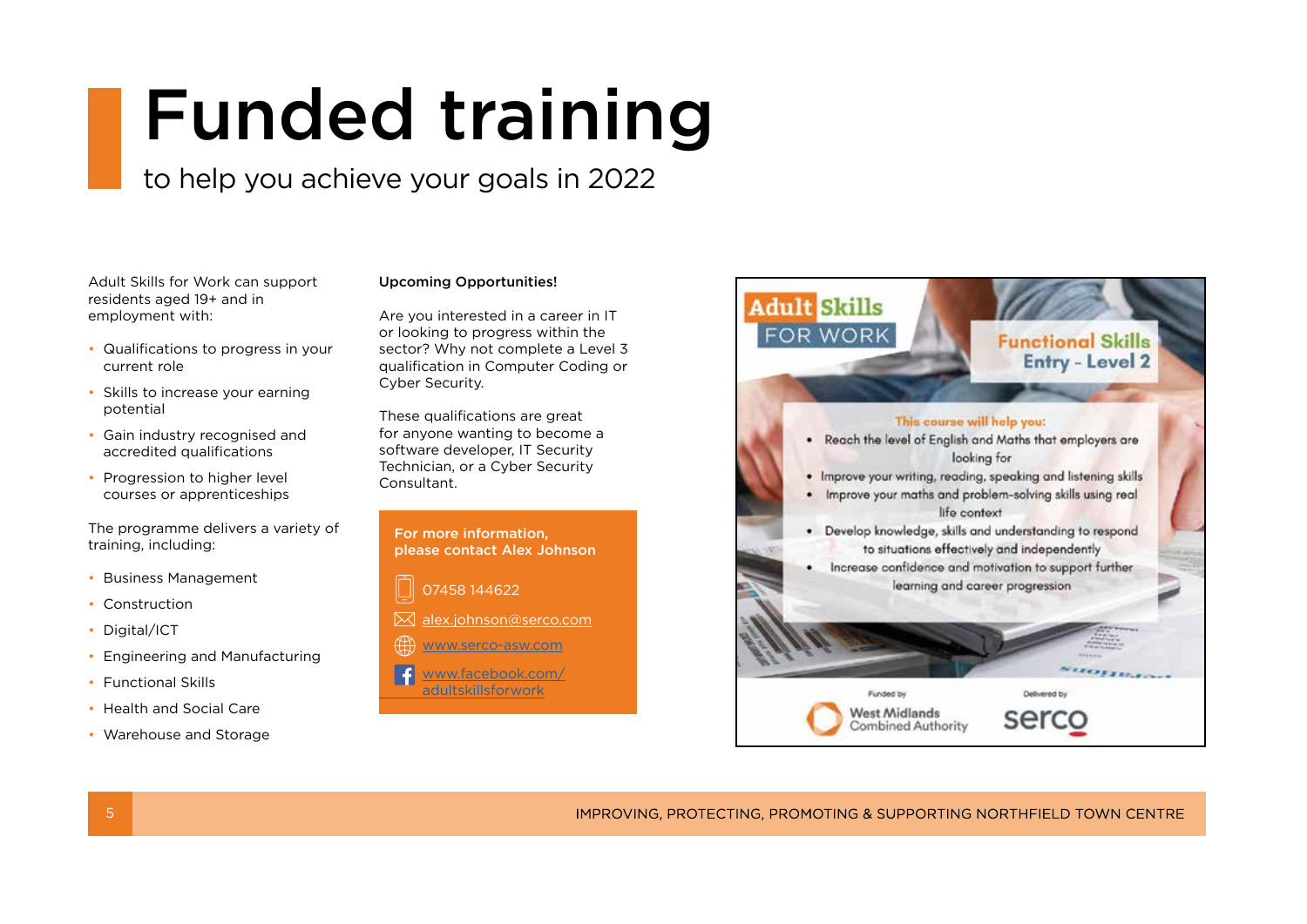# Funded training

to help you achieve your goals in 2022

Adult Skills for Work can support residents aged 19+ and in employment with:

- Qualifications to progress in your current role
- Skills to increase your earning potential
- Gain industry recognised and accredited qualifications
- Progression to higher level courses or apprenticeships

The programme delivers a variety of training, including:

- Business Management
- Construction
- Digital/ICT
- Engineering and Manufacturing
- Functional Skills
- Health and Social Care
- Warehouse and Storage

**Upcoming Opportunities!**

Are you interested in a career in IT or looking to progress within the sector? Why not complete a Level 3 qualification in Computer Coding or Cyber Security.

These qualifications are great for anyone wanting to become a software developer, IT Security Technician, or a Cyber Security Consultant.

**For more information, please contact Alex Johnson**

07458 144622

alex.johnson@serco.com

www.serco-asw.com

www.facebook.com/adultskillsforwork

**Adult Skills FOR WORK**

**Functional Skills Entry - Level 2**

**This course will help you:**

- Reach the level of English and Maths that employers are looking for
- Improve your writing, reading, speaking and listening skills
- Improve your maths and problem-solving skills using real life context
- Develop knowledge, skills and understanding to respond to situations effectively and independently
- Increase confidence and motivation to support further learning and career progression

Funded by West Midlands Combined Authority

Delivered by serco

IMPROVING, PROTECTING, PROMOTING & SUPPORTING NORTHFIELD TOWN CENTRE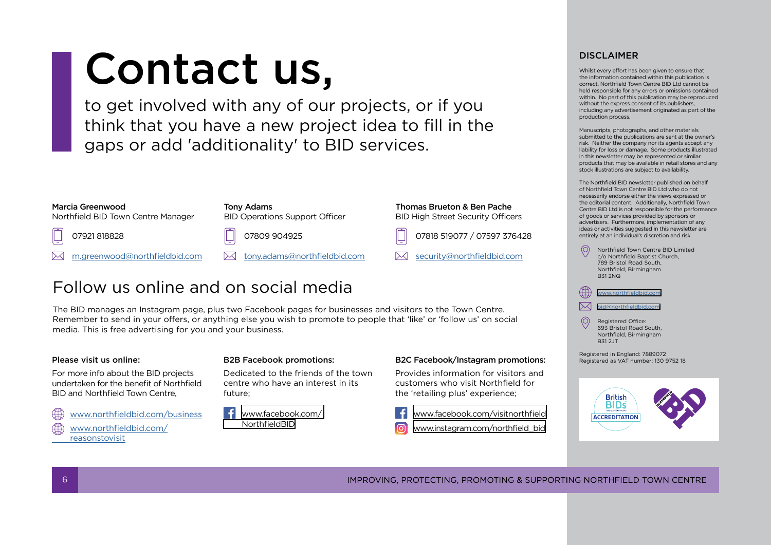# Contact us,

to get involved with any of our projects, or if you think that you have a new project idea to fill in the gaps or add 'additionality' to BID services.

**Marcia Greenwood**
Northfield BID Town Centre Manager

07921 818828

m.greenwood@northfieldbid.com

**Tony Adams**
BID Operations Support Officer

07809 904925

tony.adams@northfieldbid.com

**Thomas Brueton & Ben Pache**
BID High Street Security Officers

07818 519077 / 07597 376428

security@northfieldbid.com

## Follow us online and on social media

The BID manages an Instagram page, plus two Facebook pages for businesses and visitors to the Town Centre. Remember to send in your offers, or anything else you wish to promote to people that 'like' or 'follow us' on social media. This is free advertising for you and your business.

**Please visit us online:**

For more info about the BID projects undertaken for the benefit of Northfield BID and Northfield Town Centre,

www.northfieldbid.com/business

www.northfieldbid.com/reasonstovisit

**B2B Facebook promotions:**

Dedicated to the friends of the town centre who have an interest in its future;

www.facebook.com/NorthfieldBID

**B2C Facebook/Instagram promotions:**

Provides information for visitors and customers who visit Northfield for the 'retailing plus' experience;

www.facebook.com/visitnorthfield

www.instagram.com/northfield_bid

## DISCLAIMER

Whilst every effort has been given to ensure that the information contained within this publication is correct, Northfield Town Centre BID Ltd cannot be held responsible for any errors or omissions contained within. No part of this publication may be reproduced without the express consent of its publishers, including any advertisement originated as part of the production process.

Manuscripts, photographs, and other materials submitted to the publications are sent at the owner's risk. Neither the company nor its agents accept any liability for loss or damage. Some products illustrated in this newsletter may be represented or similar products that may be available in retail stores and any stock illustrations are subject to availability.

The Northfield BID newsletter published on behalf of Northfield Town Centre BID Ltd who do not necessarily endorse either the views expressed or the editorial content. Additionally, Northfield Town Centre BID Ltd is not responsible for the performance of goods or services provided by sponsors or advertisers. Furthermore, implementation of any ideas or activities suggested in this newsletter are entirely at an individual's discretion and risk.

Northfield Town Centre BID Limited
c/o Northfield Baptist Church,
789 Bristol Road South,
Northfield, Birmingham
B31 2NQ

www.northfieldbid.com

bid@northfieldbid.com

Registered Office:
693 Bristol Road South,
Northfield, Birmingham
B31 2JT

Registered in England: 7889072
Registered as VAT number: 130 9752 18